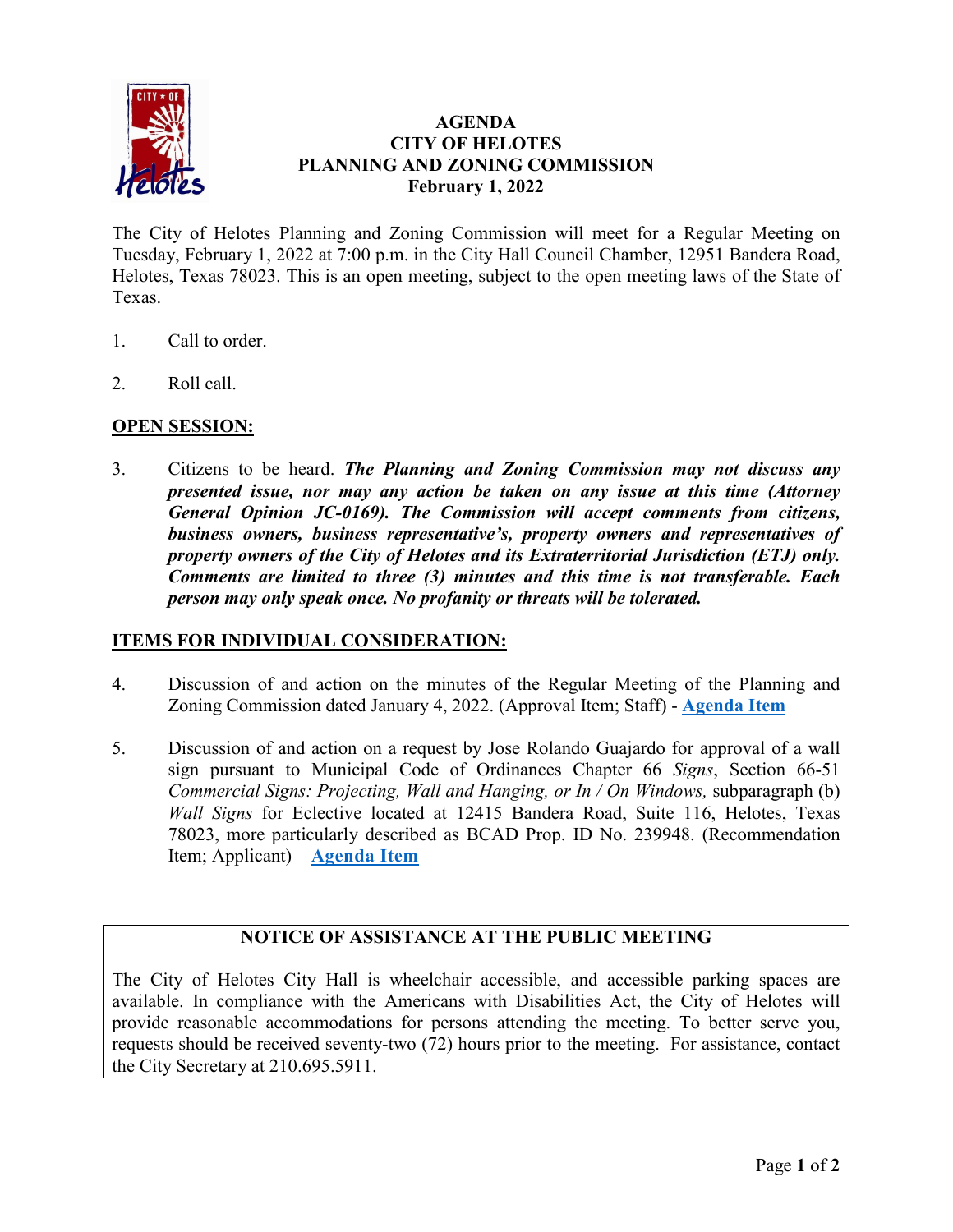# AGENDA
# CITY OF HELOTES
# PLANNING AND ZONING COMMISSION
# February 1, 2022

The City of Helotes Planning and Zoning Commission will meet for a Regular Meeting on Tuesday, February 1, 2022 at 7:00 p.m. in the City Hall Council Chamber, 12951 Bandera Road, Helotes, Texas 78023. This is an open meeting, subject to the open meeting laws of the State of Texas.

1. Call to order.

2. Roll call.

## OPEN SESSION:

3. Citizens to be heard. ***The Planning and Zoning Commission may not discuss any presented issue, nor may any action be taken on any issue at this time (Attorney General Opinion JC-0169). The Commission will accept comments from citizens, business owners, business representative's, property owners and representatives of property owners of the City of Helotes and its Extraterritorial Jurisdiction (ETJ) only. Comments are limited to three (3) minutes and this time is not transferable. Each person may only speak once. No profanity or threats will be tolerated.***

## ITEMS FOR INDIVIDUAL CONSIDERATION:

4. Discussion of and action on the minutes of the Regular Meeting of the Planning and Zoning Commission dated January 4, 2022. (Approval Item; Staff) - **Agenda Item**

5. Discussion of and action on a request by Jose Rolando Guajardo for approval of a wall sign pursuant to Municipal Code of Ordinances Chapter 66 *Signs*, Section 66-51 *Commercial Signs: Projecting, Wall and Hanging, or In / On Windows,* subparagraph (b) *Wall Signs* for Eclective located at 12415 Bandera Road, Suite 116, Helotes, Texas 78023, more particularly described as BCAD Prop. ID No. 239948. (Recommendation Item; Applicant) – **Agenda Item**

### NOTICE OF ASSISTANCE AT THE PUBLIC MEETING

The City of Helotes City Hall is wheelchair accessible, and accessible parking spaces are available. In compliance with the Americans with Disabilities Act, the City of Helotes will provide reasonable accommodations for persons attending the meeting. To better serve you, requests should be received seventy-two (72) hours prior to the meeting. For assistance, contact the City Secretary at 210.695.5911.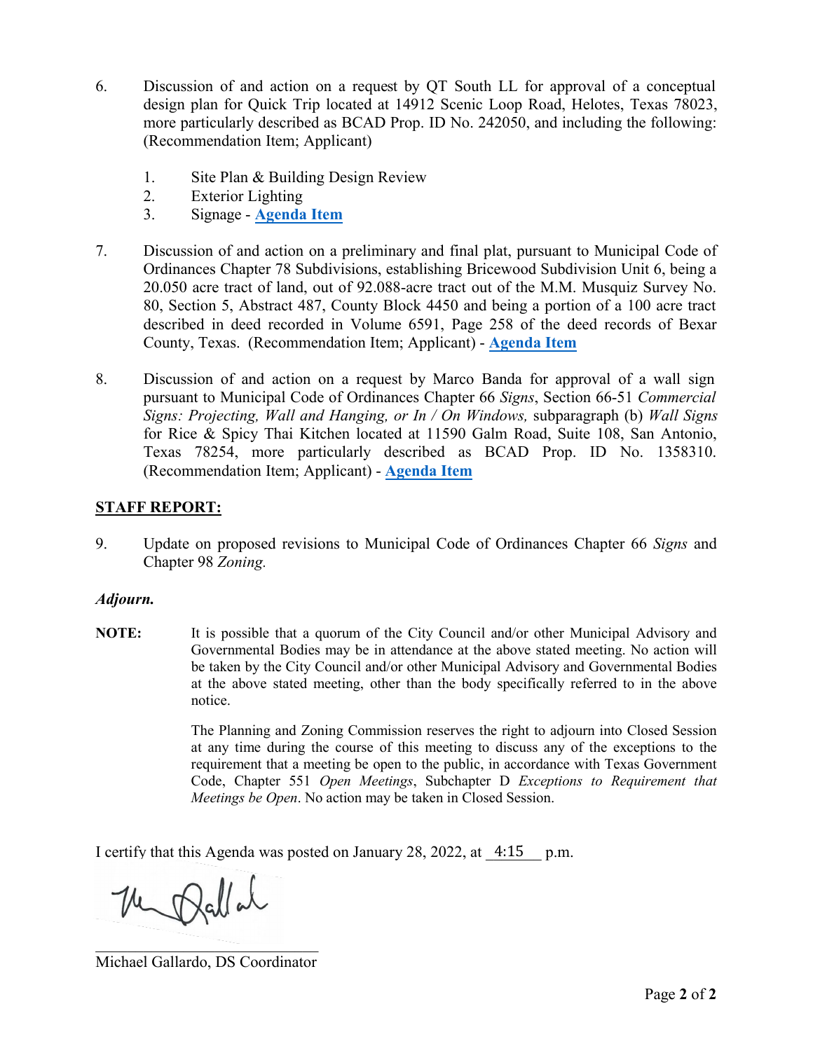6. Discussion of and action on a request by QT South LL for approval of a conceptual design plan for Quick Trip located at 14912 Scenic Loop Road, Helotes, Texas 78023, more particularly described as BCAD Prop. ID No. 242050, and including the following: (Recommendation Item; Applicant)

   1. Site Plan & Building Design Review
   2. Exterior Lighting
   3. Signage - **Agenda Item**

7. Discussion of and action on a preliminary and final plat, pursuant to Municipal Code of Ordinances Chapter 78 Subdivisions, establishing Bricewood Subdivision Unit 6, being a 20.050 acre tract of land, out of 92.088-acre tract out of the M.M. Musquiz Survey No. 80, Section 5, Abstract 487, County Block 4450 and being a portion of a 100 acre tract described in deed recorded in Volume 6591, Page 258 of the deed records of Bexar County, Texas. (Recommendation Item; Applicant) - **Agenda Item**

8. Discussion of and action on a request by Marco Banda for approval of a wall sign pursuant to Municipal Code of Ordinances Chapter 66 *Signs*, Section 66-51 *Commercial Signs: Projecting, Wall and Hanging, or In / On Windows,* subparagraph (b) *Wall Signs* for Rice & Spicy Thai Kitchen located at 11590 Galm Road, Suite 108, San Antonio, Texas 78254, more particularly described as BCAD Prop. ID No. 1358310. (Recommendation Item; Applicant) - **Agenda Item**

## STAFF REPORT:

9. Update on proposed revisions to Municipal Code of Ordinances Chapter 66 *Signs* and Chapter 98 *Zoning.*

***Adjourn.***

**NOTE:** It is possible that a quorum of the City Council and/or other Municipal Advisory and Governmental Bodies may be in attendance at the above stated meeting. No action will be taken by the City Council and/or other Municipal Advisory and Governmental Bodies at the above stated meeting, other than the body specifically referred to in the above notice.

The Planning and Zoning Commission reserves the right to adjourn into Closed Session at any time during the course of this meeting to discuss any of the exceptions to the requirement that a meeting be open to the public, in accordance with Texas Government Code, Chapter 551 *Open Meetings*, Subchapter D *Exceptions to Requirement that Meetings be Open*. No action may be taken in Closed Session.

I certify that this Agenda was posted on January 28, 2022, at 4:15 p.m.

Michael Gallardo, DS Coordinator